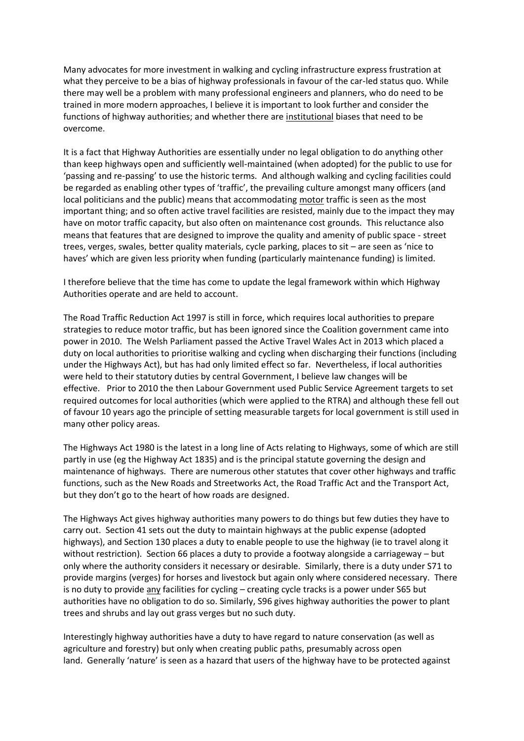Many advocates for more investment in walking and cycling infrastructure express frustration at what they perceive to be a bias of highway professionals in favour of the car-led status quo. While there may well be a problem with many professional engineers and planners, who do need to be trained in more modern approaches, I believe it is important to look further and consider the functions of highway authorities; and whether there are <u>institutional</u> biases that need to be overcome.

It is a fact that Highway Authorities are essentially under no legal obligation to do anything other than keep highways open and sufficiently well-maintained (when adopted) for the public to use for 'passing and re-passing' to use the historic terms. And although walking and cycling facilities could be regarded as enabling other types of 'traffic', the prevailing culture amongst many officers (and local politicians and the public) means that accommodating <u>motor</u> traffic is seen as the most important thing; and so often active travel facilities are resisted, mainly due to the impact they may have on motor traffic capacity, but also often on maintenance cost grounds. This reluctance also means that features that are designed to improve the quality and amenity of public space - street trees, verges, swales, better quality materials, cycle parking, places to sit – are seen as 'nice to haves' which are given less priority when funding (particularly maintenance funding) is limited.

I therefore believe that the time has come to update the legal framework within which Highway Authorities operate and are held to account.

The Road Traffic Reduction Act 1997 is still in force, which requires local authorities to prepare strategies to reduce motor traffic, but has been ignored since the Coalition government came into power in 2010. The Welsh Parliament passed the Active Travel Wales Act in 2013 which placed a duty on local authorities to prioritise walking and cycling when discharging their functions (including under the Highways Act), but has had only limited effect so far. Nevertheless, if local authorities were held to their statutory duties by central Government, I believe law changes will be effective. Prior to 2010 the then Labour Government used Public Service Agreement targets to set required outcomes for local authorities (which were applied to the RTRA) and although these fell out of favour 10 years ago the principle of setting measurable targets for local government is still used in many other policy areas.

The Highways Act 1980 is the latest in a long line of Acts relating to Highways, some of which are still partly in use (eg the Highway Act 1835) and is the principal statute governing the design and maintenance of highways. There are numerous other statutes that cover other highways and traffic functions, such as the New Roads and Streetworks Act, the Road Traffic Act and the Transport Act, but they don't go to the heart of how roads are designed.

The Highways Act gives highway authorities many powers to do things but few duties they have to carry out. Section 41 sets out the duty to maintain highways at the public expense (adopted highways), and Section 130 places a duty to enable people to use the highway (ie to travel along it without restriction). Section 66 places a duty to provide a footway alongside a carriageway – but only where the authority considers it necessary or desirable. Similarly, there is a duty under S71 to provide margins (verges) for horses and livestock but again only where considered necessary. There is no duty to provide <u>any</u> facilities for cycling – creating cycle tracks is a power under S65 but authorities have no obligation to do so. Similarly, S96 gives highway authorities the power to plant trees and shrubs and lay out grass verges but no such duty.

Interestingly highway authorities have a duty to have regard to nature conservation (as well as agriculture and forestry) but only when creating public paths, presumably across open land. Generally 'nature' is seen as a hazard that users of the highway have to be protected against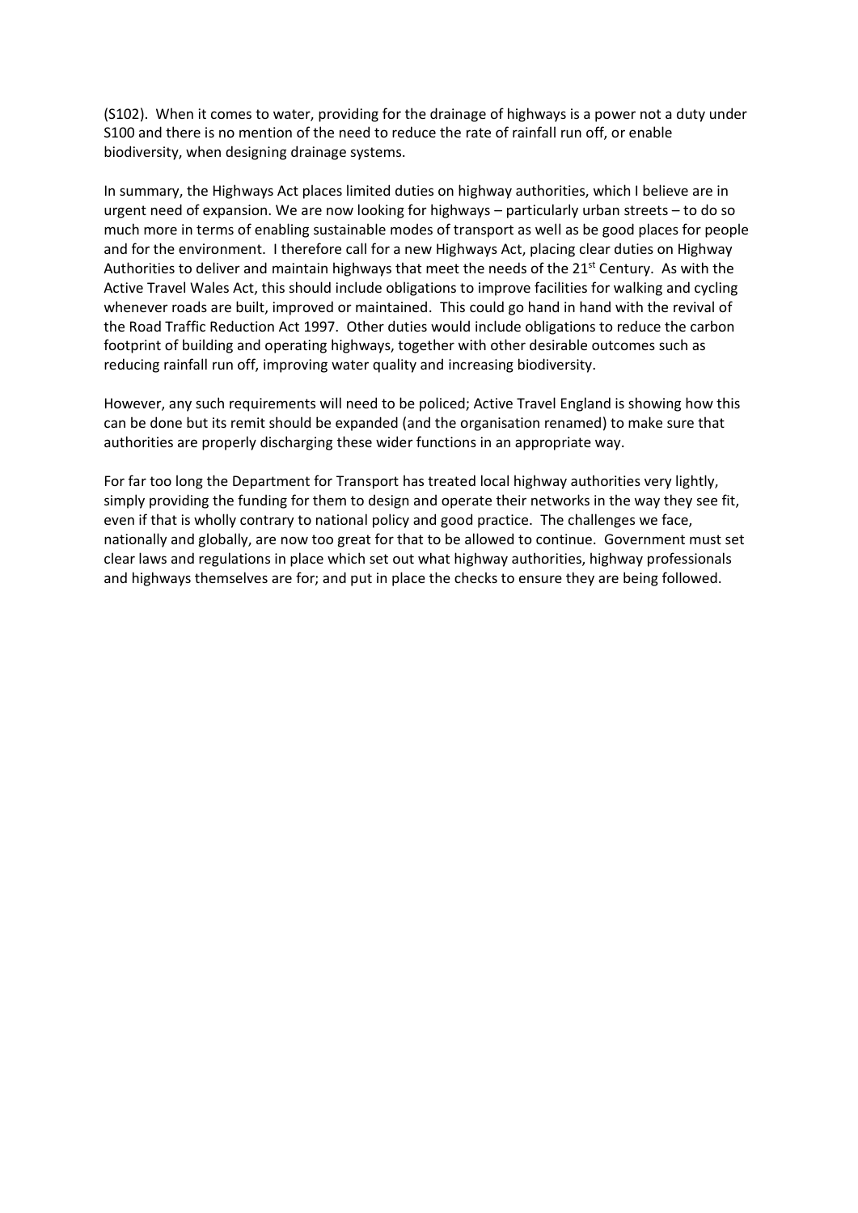(S102). When it comes to water, providing for the drainage of highways is a power not a duty under S100 and there is no mention of the need to reduce the rate of rainfall run off, or enable biodiversity, when designing drainage systems.

In summary, the Highways Act places limited duties on highway authorities, which I believe are in urgent need of expansion. We are now looking for highways – particularly urban streets – to do so much more in terms of enabling sustainable modes of transport as well as be good places for people and for the environment. I therefore call for a new Highways Act, placing clear duties on Highway Authorities to deliver and maintain highways that meet the needs of the 21st Century. As with the Active Travel Wales Act, this should include obligations to improve facilities for walking and cycling whenever roads are built, improved or maintained. This could go hand in hand with the revival of the Road Traffic Reduction Act 1997. Other duties would include obligations to reduce the carbon footprint of building and operating highways, together with other desirable outcomes such as reducing rainfall run off, improving water quality and increasing biodiversity.

However, any such requirements will need to be policed; Active Travel England is showing how this can be done but its remit should be expanded (and the organisation renamed) to make sure that authorities are properly discharging these wider functions in an appropriate way.

For far too long the Department for Transport has treated local highway authorities very lightly, simply providing the funding for them to design and operate their networks in the way they see fit, even if that is wholly contrary to national policy and good practice. The challenges we face, nationally and globally, are now too great for that to be allowed to continue. Government must set clear laws and regulations in place which set out what highway authorities, highway professionals and highways themselves are for; and put in place the checks to ensure they are being followed.